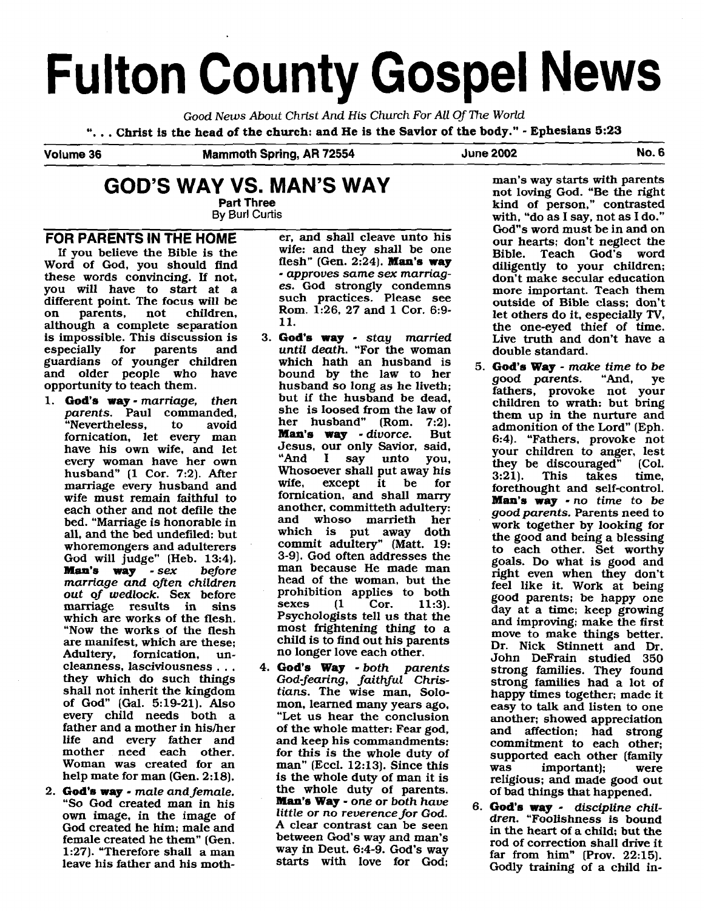# Fulton County Gospel News

*Good News About Christ And His Church For All Of The World*

**". . . Christ is the head of the church: and He is the Savior of the body." - Ephesians 5:23**

**Volume 36** | **Mammoth Spring, AR 72554** | **June 2002** | **No. 6**

## GOD'S WAY VS. MAN'S WAY

**Part Three**

By Burl Curtis

### FOR PARENTS IN THE HOME

If you believe the Bible is the Word of God, you should find these words convincing. If not, you will have to start at a different point. The focus will be on parents, not children, although a complete separation is impossible. This discussion is especially for parents and guardians of younger children and older people who have opportunity to teach them.

1. **God's way** - *marriage, then parents.* Paul commanded, "Nevertheless, to avoid fornication, let every man have his own wife, and let every woman have her own husband" (1 Cor. 7:2). After marriage every husband and wife must remain faithful to each other and not defile the bed. "Marriage is honorable in all, and the bed undefiled: but whoremongers and adulterers God will judge" (Heb. 13:4). **Man's way** - *sex before marriage and often children out of wedlock.* Sex before marriage results in sins which are works of the flesh. "Now the works of the flesh are manifest, which are these; Adultery, fornication, uncleanness, lasciviousness . . . they which do such things shall not inherit the kingdom of God" (Gal. 5:19-21). Also every child needs both a father and a mother in his/her life and every father and mother need each other. Woman was created for an help mate for man (Gen. 2:18).

2. **God's way** - *male and female.* "So God created man in his own image, in the image of God created he him; male and female created he them" (Gen. 1:27). "Therefore shall a man leave his father and his mother, and shall cleave unto his wife: and they shall be one flesh" (Gen. 2:24). **Man's way** - *approves same sex marriages.* God strongly condemns such practices. Please see Rom. 1:26, 27 and 1 Cor. 6:9-11.

3. **God's way** - *stay married until death.* "For the woman which hath an husband is bound by the law to her husband so long as he liveth; but if the husband be dead, she is loosed from the law of her husband" (Rom. 7:2). **Man's way** - *divorce.* But Jesus, our only Savior, said, "And I say unto you, Whosoever shall put away his wife, except it be for fornication, and shall marry another, committeth adultery: and whoso marrieth her which is put away doth commit adultery" (Matt. 19: 3-9). God often addresses the man because He made man head of the woman, but the prohibition applies to both sexes (1 Cor. 11:3). Psychologists tell us that the most frightening thing to a child is to find out his parents no longer love each other.

4. **God's Way** - *both parents God-fearing, faithful Christians.* The wise man, Solomon, learned many years ago, "Let us hear the conclusion of the whole matter: Fear god, and keep his commandments: for this is the whole duty of man" (Eccl. 12:13). Since this is the whole duty of man it is the whole duty of parents. **Man's Way** - *one or both have little or no reverence for God.* A clear contrast can be seen between God's way and man's way in Deut. 6:4-9. God's way starts with love for God; man's way starts with parents not loving God. "Be the right kind of person," contrasted with, "do as I say, not as I do." God"s word must be in and on our hearts; don't neglect the Bible. Teach God's word diligently to your children; don't make secular education more important. Teach them outside of Bible class; don't let others do it, especially TV, the one-eyed thief of time. Live truth and don't have a double standard.

5. **God's Way** - *make time to be good parents.* "And, ye fathers, provoke not your children to wrath: but bring them up in the nurture and admonition of the Lord" (Eph. 6:4). "Fathers, provoke not your children to anger, lest they be discouraged" (Col. 3:21). This takes time, forethought and self-control. **Man's way** - *no time to be good parents.* Parents need to work together by looking for the good and being a blessing to each other. Set worthy goals. Do what is good and right even when they don't feel like it. Work at being good parents; be happy one day at a time; keep growing and improving; make the first move to make things better. Dr. Nick Stinnett and Dr. John DeFrain studied 350 strong families. They found strong families had a lot of happy times together; made it easy to talk and listen to one another; showed appreciation and affection; had strong commitment to each other; supported each other (family was important); were religious; and made good out of bad things that happened.

6. **God's way** - *discipline children.* "Foolishness is bound in the heart of a child; but the rod of correction shall drive it far from him" (Prov. 22:15). Godly training of a child in-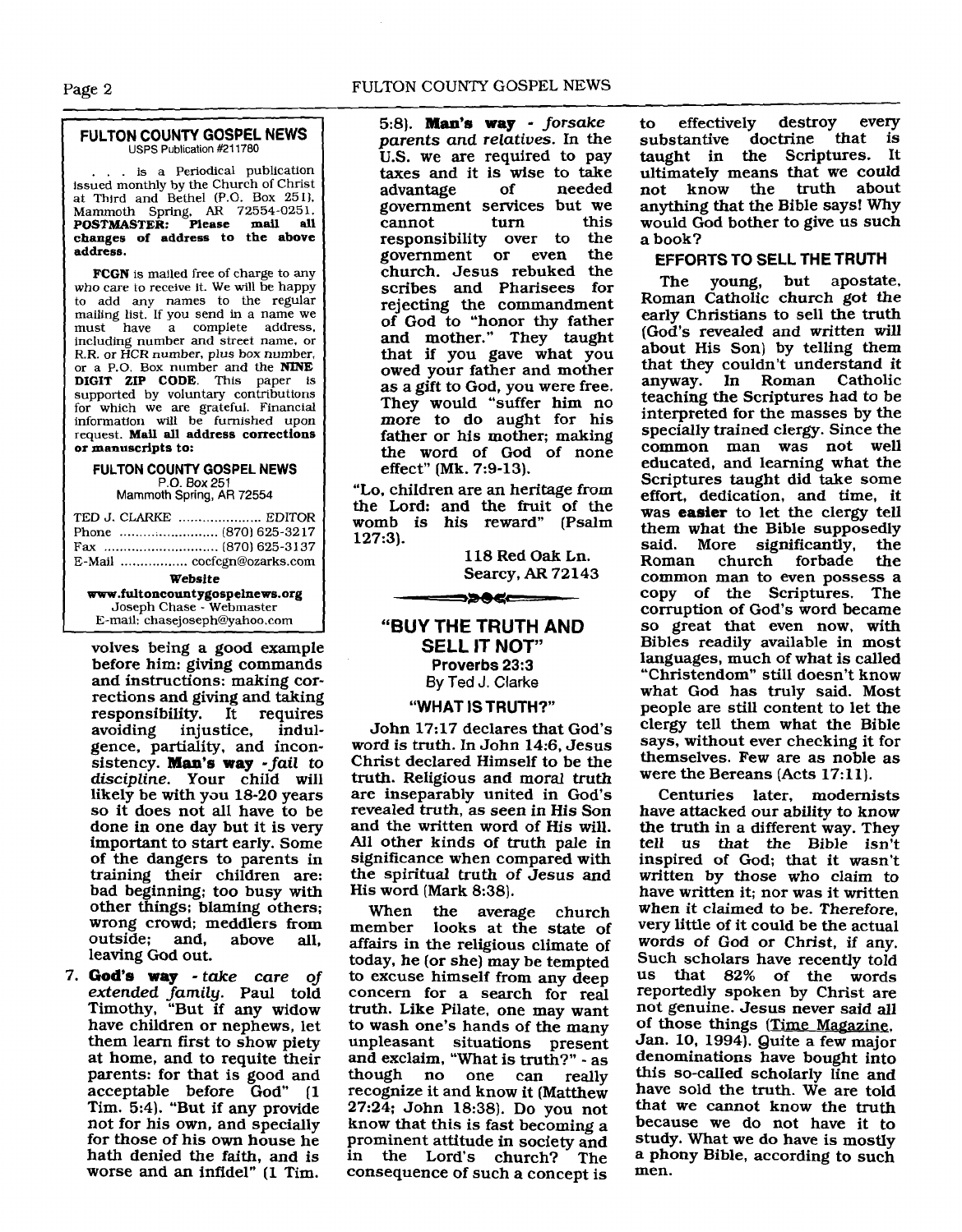## FULTON COUNTY GOSPEL NEWS

USPS Publication #211780

. . . is a Periodical publication issued monthly by the Church of Christ at Third and Bethel (P.O. Box 251), Mammoth Spring, AR 72554-0251. **POSTMASTER: Please mail all changes of address to the above address.**

**FCGN** is mailed free of charge to any who care to receive it. We will be happy to add any names to the regular mailing list. If you send in a name we must have a complete address, including number and street name, or R.R. or HCR number, plus box number, or a P.O. Box number and the **NINE DIGIT ZIP CODE**. This paper is supported by voluntary contributions for which we are grateful. Financial information will be furnished upon request. **Mail all address corrections or manuscripts to:**

**FULTON COUNTY GOSPEL NEWS**
P.O. Box 251
Mammoth Spring, AR 72554

TED J. CLARKE .................... EDITOR
Phone ........................ (870) 625-3217
Fax ............................ (870) 625-3137
E-Mail ................ cocfcgn@ozarks.com

**Website**
**www.fultoncountygospelnews.org**
Joseph Chase - Webmaster
E-mail: chasejoseph@yahoo.com

volves being a good example before him: giving commands and instructions: making corrections and giving and taking responsibility. It requires avoiding injustice, indulgence, partiality, and inconsistency. **Man's way** - *fail to discipline*. Your child will likely be with you 18-20 years so it does not all have to be done in one day but it is very important to start early. Some of the dangers to parents in training their children are: bad beginning; too busy with other things; blaming others; wrong crowd; meddlers from outside; and, above all, leaving God out.

7. **God's way** - *take care of extended family*. Paul told Timothy, "But if any widow have children or nephews, let them learn first to show piety at home, and to requite their parents: for that is good and acceptable before God" (1 Tim. 5:4). "But if any provide not for his own, and specially for those of his own house he hath denied the faith, and is worse and an infidel" (1 Tim. 5:8). **Man's way** - *forsake parents and relatives*. In the U.S. we are required to pay taxes and it is wise to take advantage of needed government services but we cannot turn this responsibility over to the government or even the church. Jesus rebuked the scribes and Pharisees for rejecting the commandment of God to "honor thy father and mother." They taught that if you gave what you owed your father and mother as a gift to God, you were free. They would "suffer him no more to do aught for his father or his mother; making the word of God of none effect" (Mk. 7:9-13).

"Lo, children are an heritage from the Lord: and the fruit of the womb is his reward" (Psalm 127:3).

118 Red Oak Ln.
Searcy, AR 72143

## "BUY THE TRUTH AND SELL IT NOT"

**Proverbs 23:3**
By Ted J. Clarke

### "WHAT IS TRUTH?"

John 17:17 declares that God's word is truth. In John 14:6, Jesus Christ declared Himself to be the truth. Religious and moral truth are inseparably united in God's revealed truth, as seen in His Son and the written word of His will. All other kinds of truth pale in significance when compared with the spiritual truth of Jesus and His word (Mark 8:38).

When the average church member looks at the state of affairs in the religious climate of today, he (or she) may be tempted to excuse himself from any deep concern for a search for real truth. Like Pilate, one may want to wash one's hands of the many unpleasant situations present and exclaim, "What is truth?" - as though no one can really recognize it and know it (Matthew 27:24; John 18:38). Do you not know that this is fast becoming a prominent attitude in society and in the Lord's church? The consequence of such a concept is to effectively destroy every substantive doctrine that is taught in the Scriptures. It ultimately means that we could not know the truth about anything that the Bible says! Why would God bother to give us such a book?

### EFFORTS TO SELL THE TRUTH

The young, but apostate, Roman Catholic church got the early Christians to sell the truth (God's revealed and written will about His Son) by telling them that they couldn't understand it anyway. In Roman Catholic teaching the Scriptures had to be interpreted for the masses by the specially trained clergy. Since the common man was not well educated, and learning what the Scriptures taught did take some effort, dedication, and time, it was **easier** to let the clergy tell them what the Bible supposedly said. More significantly, the Roman church forbade the common man to even possess a copy of the Scriptures. The corruption of God's word became so great that even now, with Bibles readily available in most languages, much of what is called "Christendom" still doesn't know what God has truly said. Most people are still content to let the clergy tell them what the Bible says, without ever checking it for themselves. Few are as noble as were the Bereans (Acts 17:11).

Centuries later, modernists have attacked our ability to know the truth in a different way. They tell us that the Bible isn't inspired of God; that it wasn't written by those who claim to have written it; nor was it written when it claimed to be. Therefore, very little of it could be the actual words of God or Christ, if any. Such scholars have recently told us that 82% of the words reportedly spoken by Christ are not genuine. Jesus never said all of those things (Time Magazine, Jan. 10, 1994). Quite a few major denominations have bought into this so-called scholarly line and have sold the truth. We are told that we cannot know the truth because we do not have it to study. What we do have is mostly a phony Bible, according to such men.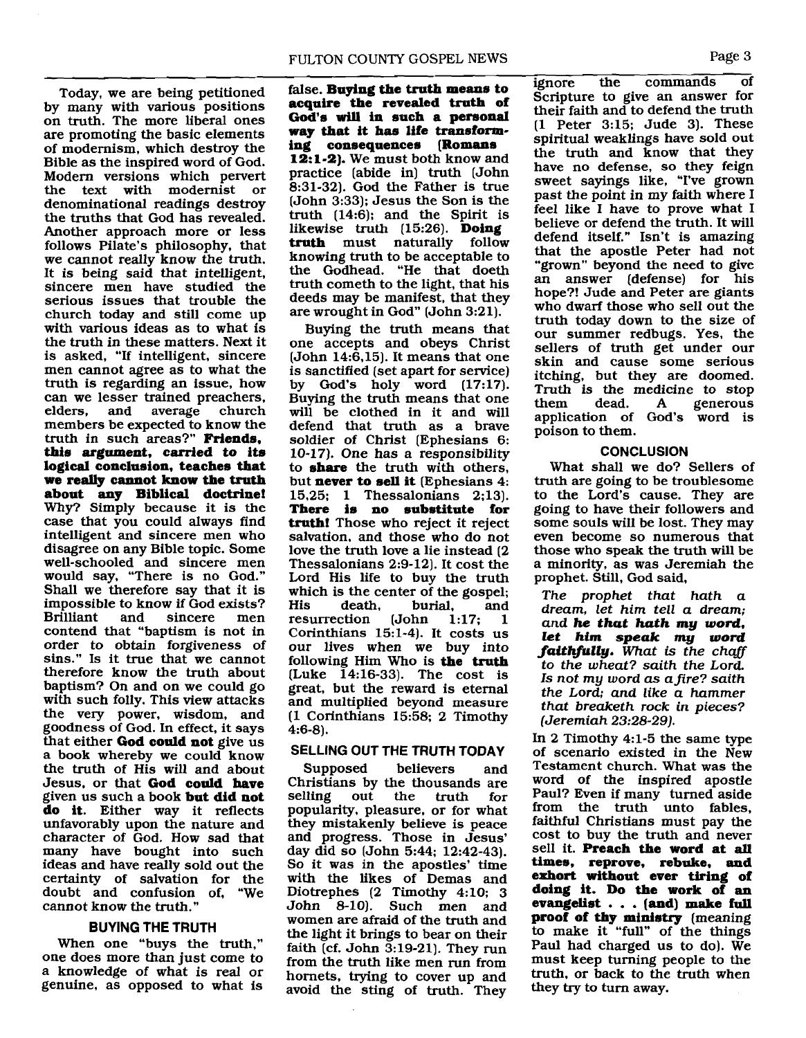Today, we are being petitioned by many with various positions on truth. The more liberal ones are promoting the basic elements of modernism, which destroy the Bible as the inspired word of God. Modern versions which pervert the text with modernist or denominational readings destroy the truths that God has revealed. Another approach more or less follows Pilate's philosophy, that we cannot really know the truth. It is being said that intelligent, sincere men have studied the serious issues that trouble the church today and still come up with various ideas as to what is the truth in these matters. Next it is asked, "If intelligent, sincere men cannot agree as to what the truth is regarding an issue, how can we lesser trained preachers, elders, and average church members be expected to know the truth in such areas?" **Friends, this argument, carried to its logical conclusion, teaches that we really cannot know the truth about any Biblical doctrine!** Why? Simply because it is the case that you could always find intelligent and sincere men who disagree on any Bible topic. Some well-schooled and sincere men would say, "There is no God." Shall we therefore say that it is impossible to know if God exists? Brilliant and sincere men contend that "baptism is not in order to obtain forgiveness of sins." Is it true that we cannot therefore know the truth about baptism? On and on we could go with such folly. This view attacks the very power, wisdom, and goodness of God. In effect, it says that either **God could not** give us a book whereby we could know the truth of His will and about Jesus, or that **God could have** given us such a book **but did not do it**. Either way it reflects unfavorably upon the nature and character of God. How sad that many have bought into such ideas and have really sold out the certainty of salvation for the doubt and confusion of, "We cannot know the truth."

### BUYING THE TRUTH

When one "buys the truth," one does more than just come to a knowledge of what is real or genuine, as opposed to what is false. **Buying the truth means to acquire the revealed truth of God's will in such a personal way that it has life transforming consequences (Romans 12:1-2).** We must both know and practice (abide in) truth (John 8:31-32). God the Father is true (John 3:33); Jesus the Son is the truth (14:6); and the Spirit is likewise truth (15:26). **Doing truth** must naturally follow knowing truth to be acceptable to the Godhead. "He that doeth truth cometh to the light, that his deeds may be manifest, that they are wrought in God" (John 3:21).

Buying the truth means that one accepts and obeys Christ (John 14:6,15). It means that one is sanctified (set apart for service) by God's holy word (17:17). Buying the truth means that one will be clothed in it and will defend that truth as a brave soldier of Christ (Ephesians 6: 10-17). One has a responsibility to **share** the truth with others, but **never to sell it** (Ephesians 4: 15,25; 1 Thessalonians 2;13). **There is no substitute for truth!** Those who reject it reject salvation, and those who do not love the truth love a lie instead (2 Thessalonians 2:9-12). It cost the Lord His life to buy the truth which is the center of the gospel; His death, burial, and resurrection (John 1:17; 1 Corinthians 15:1-4). It costs us our lives when we buy into following Him Who is **the truth** (Luke 14:16-33). The cost is great, but the reward is eternal and multiplied beyond measure (1 Corinthians 15:58; 2 Timothy 4:6-8).

### SELLING OUT THE TRUTH TODAY

Supposed believers and Christians by the thousands are selling out the truth for popularity, pleasure, or for what they mistakenly believe is peace and progress. Those in Jesus' day did so (John 5:44; 12:42-43). So it was in the apostles' time with the likes of Demas and Diotrephes (2 Timothy 4:10; 3 John 8-10). Such men and women are afraid of the truth and the light it brings to bear on their faith (cf. John 3:19-21). They run from the truth like men run from hornets, trying to cover up and avoid the sting of truth. They ignore the commands of Scripture to give an answer for their faith and to defend the truth (1 Peter 3:15; Jude 3). These spiritual weaklings have sold out the truth and know that they have no defense, so they feign sweet sayings like, "I've grown past the point in my faith where I feel like I have to prove what I believe or defend the truth. It will defend itself." Isn't is amazing that the apostle Peter had not "grown" beyond the need to give an answer (defense) for his hope?! Jude and Peter are giants who dwarf those who sell out the truth today down to the size of our summer redbugs. Yes, the sellers of truth get under our skin and cause some serious itching, but they are doomed. Truth is the medicine to stop them dead. A generous application of God's word is poison to them.

### CONCLUSION

What shall we do? Sellers of truth are going to be troublesome to the Lord's cause. They are going to have their followers and some souls will be lost. They may even become so numerous that those who speak the truth will be a minority, as was Jeremiah the prophet. Still, God said,

> *The prophet that hath a dream, let him tell a dream; and **he that hath my word, let him speak my word faithfully.** What is the chaff to the wheat? saith the Lord. Is not my word as a fire? saith the Lord; and like a hammer that breaketh rock in pieces? (Jeremiah 23:28-29).*

In 2 Timothy 4:1-5 the same type of scenario existed in the New Testament church. What was the word of the inspired apostle Paul? Even if many turned aside from the truth unto fables, faithful Christians must pay the cost to buy the truth and never sell it. **Preach the word at all times, reprove, rebuke, and exhort without ever tiring of doing it. Do the work of an evangelist . . . (and) make full proof of thy ministry** (meaning to make it "full" of the things Paul had charged us to do). We must keep turning people to the truth, or back to the truth when they try to turn away.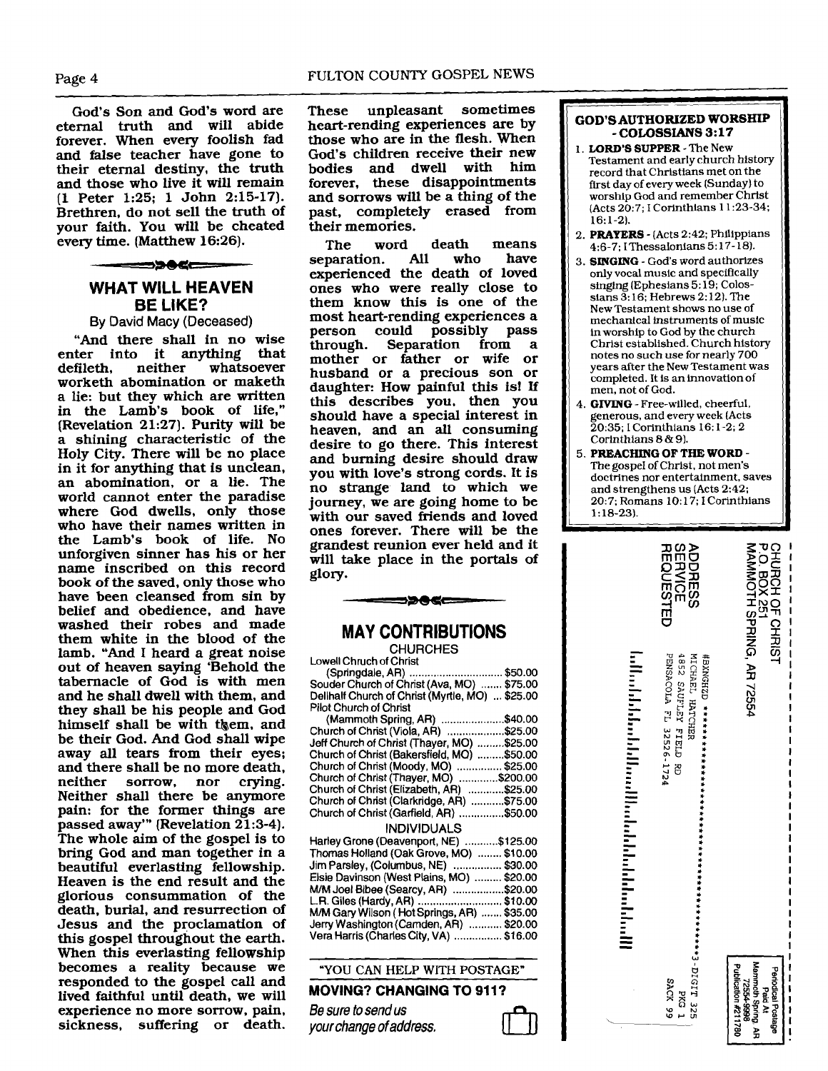God's Son and God's word are eternal truth and will abide forever. When every foolish fad and false teacher have gone to their eternal destiny, the truth and those who live it will remain (1 Peter 1:25; 1 John 2:15-17). Brethren, do not sell the truth of your faith. You will be cheated every time. (Matthew 16:26).

## WHAT WILL HEAVEN BE LIKE?

By David Macy (Deceased)

"And there shall in no wise enter into it anything that defileth, neither whatsoever worketh abomination or maketh a lie: but they which are written in the Lamb's book of life," (Revelation 21:27). Purity will be a shining characteristic of the Holy City. There will be no place in it for anything that is unclean, an abomination, or a lie. The world cannot enter the paradise where God dwells, only those who have their names written in the Lamb's book of life. No unforgiven sinner has his or her name inscribed on this record book of the saved, only those who have been cleansed from sin by belief and obedience, and have washed their robes and made them white in the blood of the lamb. "And I heard a great noise out of heaven saying 'Behold the tabernacle of God is with men and he shall dwell with them, and they shall be his people and God himself shall be with them, and be their God. And God shall wipe away all tears from their eyes; and there shall be no more death, neither sorrow, nor crying. Neither shall there be anymore pain: for the former things are passed away'" (Revelation 21:3-4). The whole aim of the gospel is to bring God and man together in a beautiful everlasting fellowship. Heaven is the end result and the glorious consummation of the death, burial, and resurrection of Jesus and the proclamation of this gospel throughout the earth. When this everlasting fellowship becomes a reality because we responded to the gospel call and lived faithful until death, we will experience no more sorrow, pain, sickness, suffering or death. These unpleasant sometimes heart-rending experiences are by those who are in the flesh. When God's children receive their new bodies and dwell with him forever, these disappointments and sorrows will be a thing of the past, completely erased from their memories.

The word death means separation. All who have experienced the death of loved ones who were really close to them know this is one of the most heart-rending experiences a person could possibly pass through. Separation from a mother or father or wife or husband or a precious son or daughter: How painful this is! If this describes you, then you should have a special interest in heaven, and an all consuming desire to go there. This interest and burning desire should draw you with love's strong cords. It is no strange land to which we journey, we are going home to be with our saved friends and loved ones forever. There will be the grandest reunion ever held and it will take place in the portals of glory.

## MAY CONTRIBUTIONS

### CHURCHES

| | |
|---|---|
| Lowell Chruch of Christ (Springdale, AR) | $50.00 |
| Souder Church of Christ (Ava, MO) | $75.00 |
| Dellhalf Church of Christ (Myrtle, MO) | $25.00 |
| Pilot Church of Christ (Mammoth Spring, AR) | $40.00 |
| Church of Christ (Viola, AR) | $25.00 |
| Jeff Church of Christ (Thayer, MO) | $25.00 |
| Church of Christ (Bakersfield, MO) | $50.00 |
| Church of Christ (Moody, MO) | $25.00 |
| Church of Christ (Thayer, MO) | $200.00 |
| Church of Christ (Elizabeth, AR) | $25.00 |
| Church of Christ (Clarkridge, AR) | $75.00 |
| Church of Christ (Garfield, AR) | $50.00 |

### INDIVIDUALS

| | |
|---|---|
| Harley Grone (Deavenport, NE) | $125.00 |
| Thomas Holland (Oak Grove, MO) | $10.00 |
| Jim Parsley, (Columbus, NE) | $30.00 |
| Elsie Davinson (West Plains, MO) | $20.00 |
| M/M Joel Bibee (Searcy, AR) | $20.00 |
| L.R. Giles (Hardy, AR) | $10.00 |
| M/M Gary Wilson (Hot Springs, AR) | $35.00 |
| Jerry Washington (Camden, AR) | $20.00 |
| Vera Harris (Charles City, VA) | $16.00 |

"YOU CAN HELP WITH POSTAGE"

**MOVING? CHANGING TO 911?**

*Be sure to send us your change of address.*

### GOD'S AUTHORIZED WORSHIP - COLOSSIANS 3:17

1. **LORD'S SUPPER** - The New Testament and early church history record that Christians met on the first day of every week (Sunday) to worship God and remember Christ (Acts 20:7; I Corinthians 11:23-34; 16:1-2).
2. **PRAYERS** - (Acts 2:42; Philippians 4:6-7; I Thessalonians 5:17-18).
3. **SINGING** - God's word authorizes only vocal music and specifically singing (Ephesians 5:19; Colossians 3:16; Hebrews 2:12). The New Testament shows no use of mechanical instruments of music in worship to God by the church Christ established. Church history notes no such use for nearly 700 years after the New Testament was completed. It is an innovation of men, not of God.
4. **GIVING** - Free-willed, cheerful, generous, and every week (Acts 20:35; I Corinthians 16:1-2; 2 Corinthians 8 & 9).
5. **PREACHING OF THE WORD** - The gospel of Christ, not men's doctrines nor entertainment, saves and strengthens us (Acts 2:42; 20:7; Romans 10:17; I Corinthians 1:18-23).

CHURCH OF CHRIST
P.O. BOX 251
MAMMOTH SPRING, AR 72554

ADDRESS SERVICE REQUESTED

#BXNGHZD ****************************3-DIGIT 325
MICHAEL HATCHER
4852 SAUFLEY FIELD RD
PENSACOLA FL 32526-1724
PKG 1
SACK 99

Periodical Postage Paid At Mammoth Spring, AR 72554-9998 Publication #211780